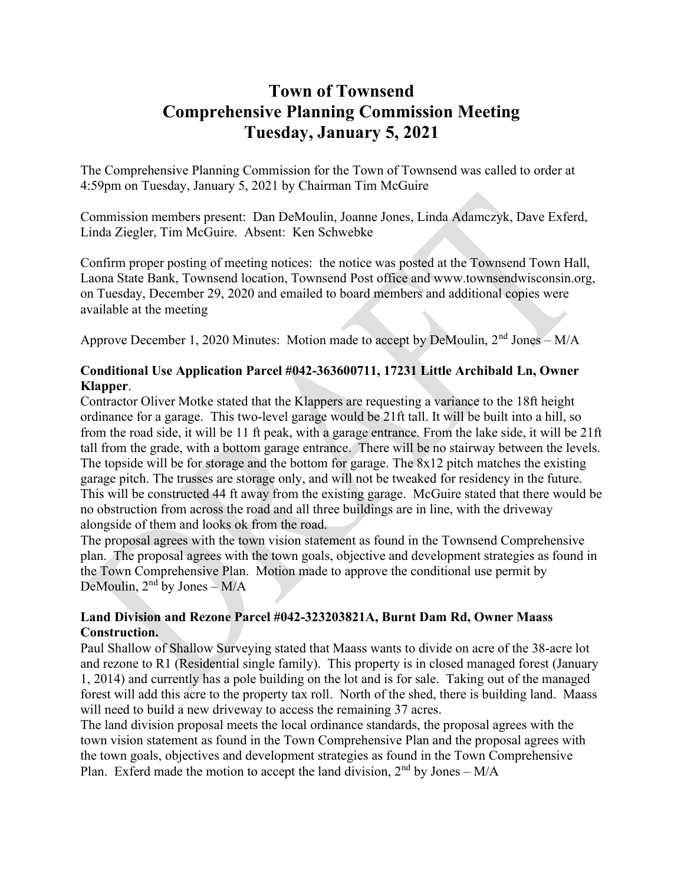# Town of Townsend
# Comprehensive Planning Commission Meeting
# Tuesday, January 5, 2021

The Comprehensive Planning Commission for the Town of Townsend was called to order at 4:59pm on Tuesday, January 5, 2021 by Chairman Tim McGuire

Commission members present: Dan DeMoulin, Joanne Jones, Linda Adamczyk, Dave Exferd, Linda Ziegler, Tim McGuire. Absent: Ken Schwebke

Confirm proper posting of meeting notices: the notice was posted at the Townsend Town Hall, Laona State Bank, Townsend location, Townsend Post office and www.townsendwisconsin.org, on Tuesday, December 29, 2020 and emailed to board members and additional copies were available at the meeting

Approve December 1, 2020 Minutes: Motion made to accept by DeMoulin, 2nd Jones – M/A

**Conditional Use Application Parcel #042-363600711, 17231 Little Archibald Ln, Owner Klapper**.

Contractor Oliver Motke stated that the Klappers are requesting a variance to the 18ft height ordinance for a garage. This two-level garage would be 21ft tall. It will be built into a hill, so from the road side, it will be 11 ft peak, with a garage entrance. From the lake side, it will be 21ft tall from the grade, with a bottom garage entrance. There will be no stairway between the levels. The topside will be for storage and the bottom for garage. The 8x12 pitch matches the existing garage pitch. The trusses are storage only, and will not be tweaked for residency in the future. This will be constructed 44 ft away from the existing garage. McGuire stated that there would be no obstruction from across the road and all three buildings are in line, with the driveway alongside of them and looks ok from the road.

The proposal agrees with the town vision statement as found in the Townsend Comprehensive plan. The proposal agrees with the town goals, objective and development strategies as found in the Town Comprehensive Plan. Motion made to approve the conditional use permit by DeMoulin, 2nd by Jones – M/A

**Land Division and Rezone Parcel #042-323203821A, Burnt Dam Rd, Owner Maass Construction.**

Paul Shallow of Shallow Surveying stated that Maass wants to divide on acre of the 38-acre lot and rezone to R1 (Residential single family). This property is in closed managed forest (January 1, 2014) and currently has a pole building on the lot and is for sale. Taking out of the managed forest will add this acre to the property tax roll. North of the shed, there is building land. Maass will need to build a new driveway to access the remaining 37 acres.

The land division proposal meets the local ordinance standards, the proposal agrees with the town vision statement as found in the Town Comprehensive Plan and the proposal agrees with the town goals, objectives and development strategies as found in the Town Comprehensive Plan. Exferd made the motion to accept the land division, 2nd by Jones – M/A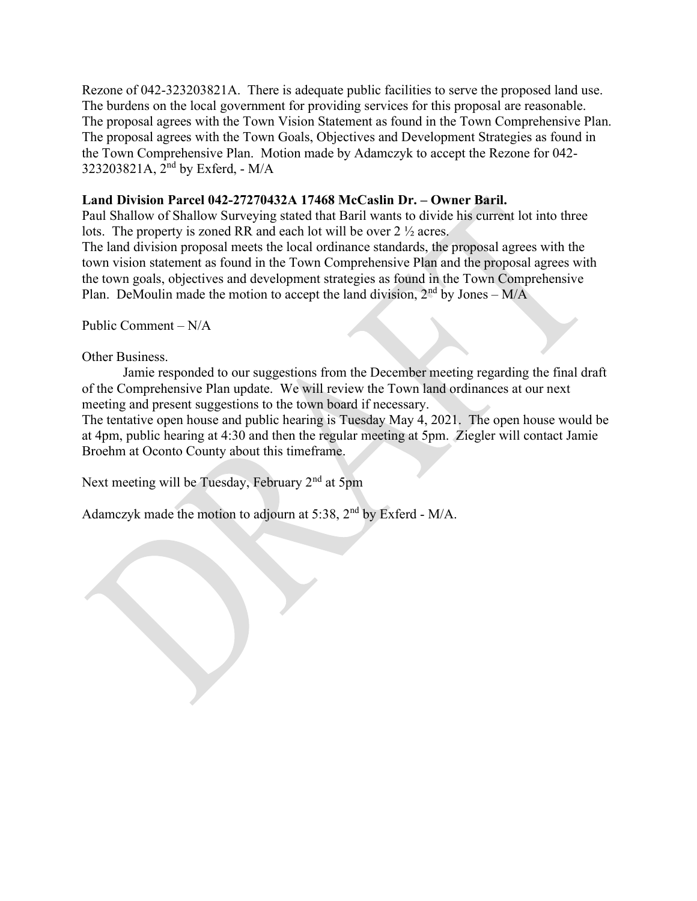Rezone of 042-323203821A. There is adequate public facilities to serve the proposed land use. The burdens on the local government for providing services for this proposal are reasonable. The proposal agrees with the Town Vision Statement as found in the Town Comprehensive Plan. The proposal agrees with the Town Goals, Objectives and Development Strategies as found in the Town Comprehensive Plan. Motion made by Adamczyk to accept the Rezone for 042-323203821A, 2nd by Exferd, - M/A

**Land Division Parcel 042-27270432A 17468 McCaslin Dr. – Owner Baril.**

Paul Shallow of Shallow Surveying stated that Baril wants to divide his current lot into three lots. The property is zoned RR and each lot will be over 2 ½ acres.

The land division proposal meets the local ordinance standards, the proposal agrees with the town vision statement as found in the Town Comprehensive Plan and the proposal agrees with the town goals, objectives and development strategies as found in the Town Comprehensive Plan. DeMoulin made the motion to accept the land division, 2nd by Jones – M/A

Public Comment – N/A

Other Business.

Jamie responded to our suggestions from the December meeting regarding the final draft of the Comprehensive Plan update. We will review the Town land ordinances at our next meeting and present suggestions to the town board if necessary.

The tentative open house and public hearing is Tuesday May 4, 2021. The open house would be at 4pm, public hearing at 4:30 and then the regular meeting at 5pm. Ziegler will contact Jamie Broehm at Oconto County about this timeframe.

Next meeting will be Tuesday, February 2nd at 5pm

Adamczyk made the motion to adjourn at 5:38, 2nd by Exferd - M/A.

DRAFT